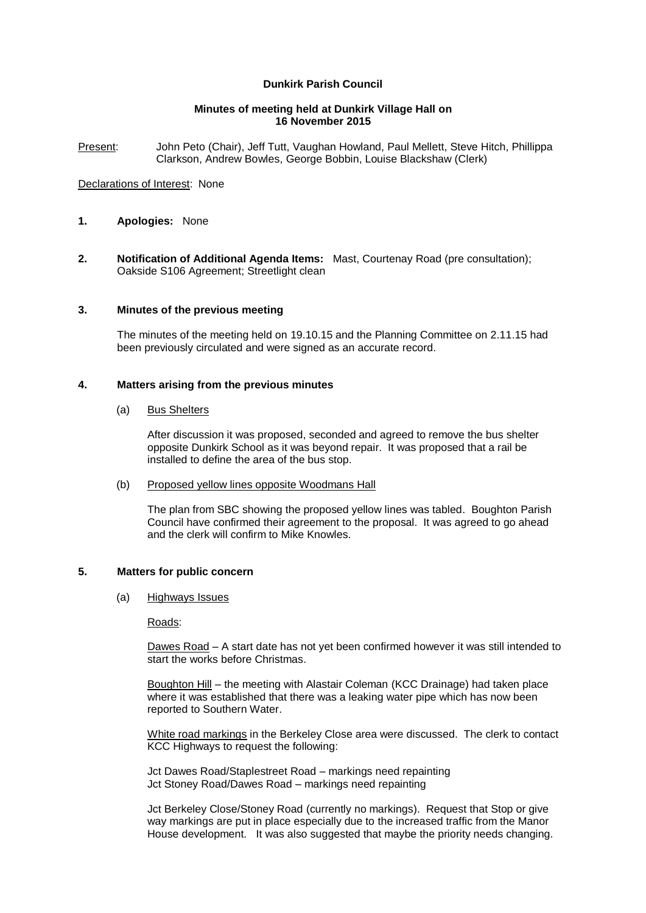# Dunkirk Parish Council

## Minutes of meeting held at Dunkirk Village Hall on 16 November 2015

Present: John Peto (Chair), Jeff Tutt, Vaughan Howland, Paul Mellett, Steve Hitch, Phillippa Clarkson, Andrew Bowles, George Bobbin, Louise Blackshaw (Clerk)

Declarations of Interest: None

**1. Apologies:** None

**2. Notification of Additional Agenda Items:** Mast, Courtenay Road (pre consultation); Oakside S106 Agreement; Streetlight clean

**3. Minutes of the previous meeting**

The minutes of the meeting held on 19.10.15 and the Planning Committee on 2.11.15 had been previously circulated and were signed as an accurate record.

**4. Matters arising from the previous minutes**

(a) Bus Shelters

After discussion it was proposed, seconded and agreed to remove the bus shelter opposite Dunkirk School as it was beyond repair. It was proposed that a rail be installed to define the area of the bus stop.

(b) Proposed yellow lines opposite Woodmans Hall

The plan from SBC showing the proposed yellow lines was tabled. Boughton Parish Council have confirmed their agreement to the proposal. It was agreed to go ahead and the clerk will confirm to Mike Knowles.

**5. Matters for public concern**

(a) Highways Issues

Roads:

Dawes Road – A start date has not yet been confirmed however it was still intended to start the works before Christmas.

Boughton Hill – the meeting with Alastair Coleman (KCC Drainage) had taken place where it was established that there was a leaking water pipe which has now been reported to Southern Water.

White road markings in the Berkeley Close area were discussed. The clerk to contact KCC Highways to request the following:

Jct Dawes Road/Staplestreet Road – markings need repainting
Jct Stoney Road/Dawes Road – markings need repainting

Jct Berkeley Close/Stoney Road (currently no markings). Request that Stop or give way markings are put in place especially due to the increased traffic from the Manor House development. It was also suggested that maybe the priority needs changing.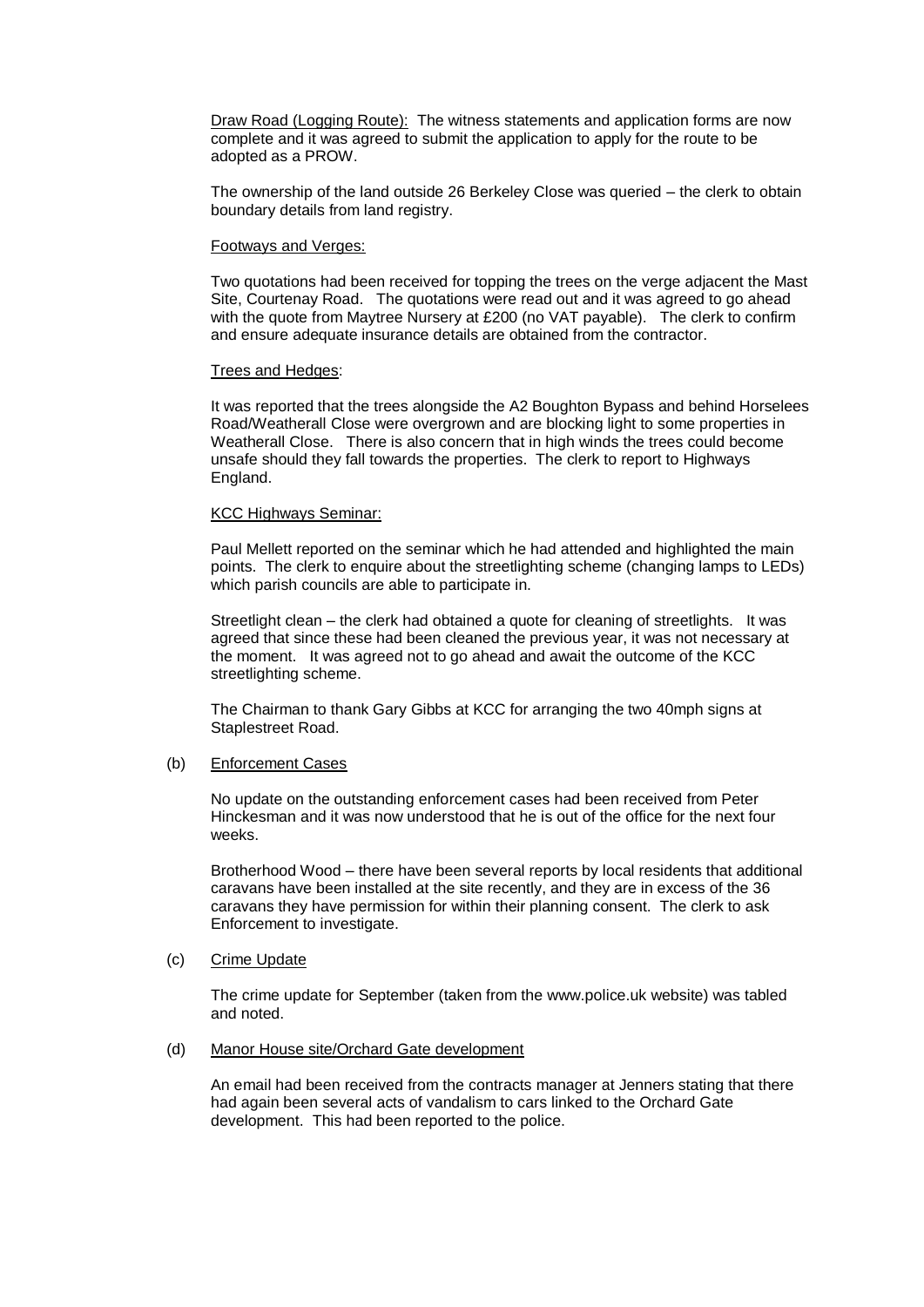Draw Road (Logging Route): The witness statements and application forms are now complete and it was agreed to submit the application to apply for the route to be adopted as a PROW.

The ownership of the land outside 26 Berkeley Close was queried – the clerk to obtain boundary details from land registry.

Footways and Verges:

Two quotations had been received for topping the trees on the verge adjacent the Mast Site, Courtenay Road. The quotations were read out and it was agreed to go ahead with the quote from Maytree Nursery at £200 (no VAT payable). The clerk to confirm and ensure adequate insurance details are obtained from the contractor.

Trees and Hedges:

It was reported that the trees alongside the A2 Boughton Bypass and behind Horselees Road/Weatherall Close were overgrown and are blocking light to some properties in Weatherall Close. There is also concern that in high winds the trees could become unsafe should they fall towards the properties. The clerk to report to Highways England.

KCC Highways Seminar:

Paul Mellett reported on the seminar which he had attended and highlighted the main points. The clerk to enquire about the streetlighting scheme (changing lamps to LEDs) which parish councils are able to participate in.

Streetlight clean – the clerk had obtained a quote for cleaning of streetlights. It was agreed that since these had been cleaned the previous year, it was not necessary at the moment. It was agreed not to go ahead and await the outcome of the KCC streetlighting scheme.

The Chairman to thank Gary Gibbs at KCC for arranging the two 40mph signs at Staplestreet Road.

(b) Enforcement Cases

No update on the outstanding enforcement cases had been received from Peter Hinckesman and it was now understood that he is out of the office for the next four weeks.

Brotherhood Wood – there have been several reports by local residents that additional caravans have been installed at the site recently, and they are in excess of the 36 caravans they have permission for within their planning consent. The clerk to ask Enforcement to investigate.

(c) Crime Update

The crime update for September (taken from the www.police.uk website) was tabled and noted.

(d) Manor House site/Orchard Gate development

An email had been received from the contracts manager at Jenners stating that there had again been several acts of vandalism to cars linked to the Orchard Gate development. This had been reported to the police.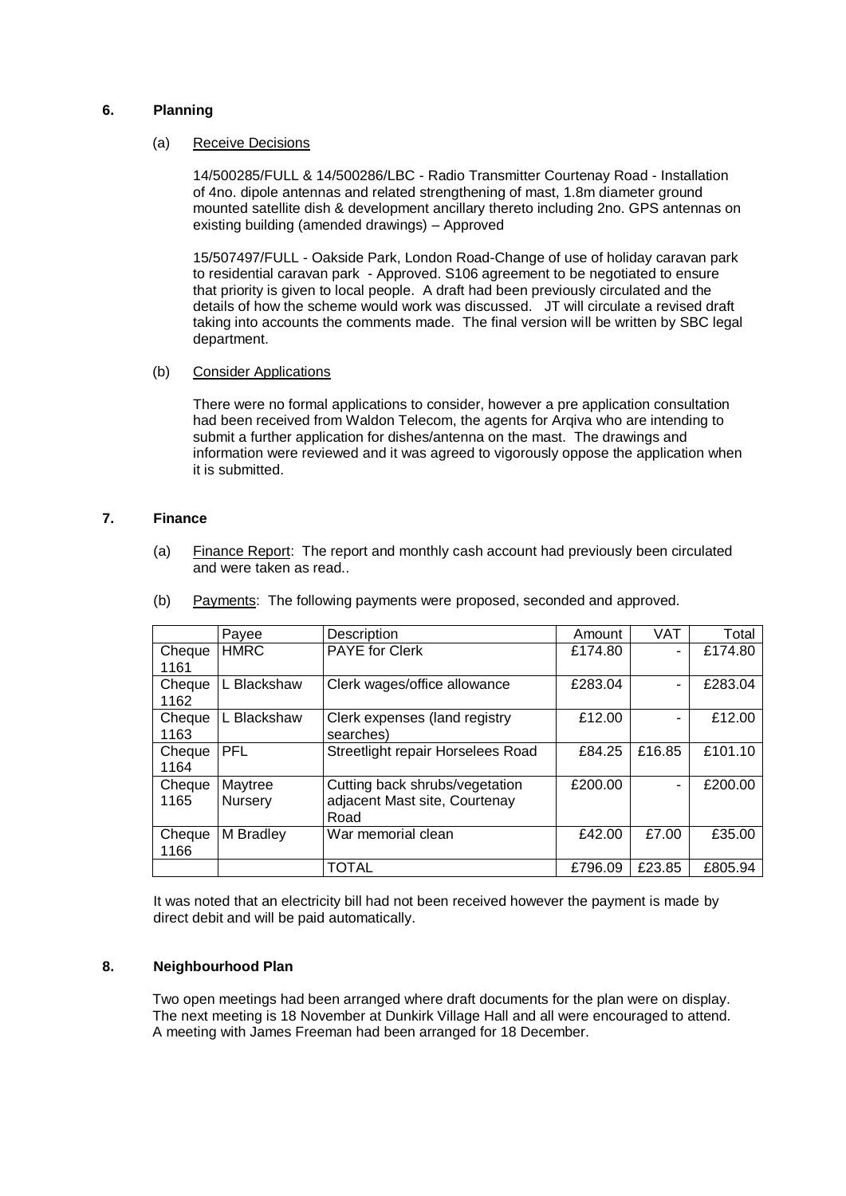## 6. Planning

(a) Receive Decisions

14/500285/FULL & 14/500286/LBC - Radio Transmitter Courtenay Road - Installation of 4no. dipole antennas and related strengthening of mast, 1.8m diameter ground mounted satellite dish & development ancillary thereto including 2no. GPS antennas on existing building (amended drawings) – Approved

15/507497/FULL - Oakside Park, London Road-Change of use of holiday caravan park to residential caravan park - Approved. S106 agreement to be negotiated to ensure that priority is given to local people. A draft had been previously circulated and the details of how the scheme would work was discussed. JT will circulate a revised draft taking into accounts the comments made. The final version will be written by SBC legal department.

(b) Consider Applications

There were no formal applications to consider, however a pre application consultation had been received from Waldon Telecom, the agents for Arqiva who are intending to submit a further application for dishes/antenna on the mast. The drawings and information were reviewed and it was agreed to vigorously oppose the application when it is submitted.

## 7. Finance

(a) Finance Report: The report and monthly cash account had previously been circulated and were taken as read..

(b) Payments: The following payments were proposed, seconded and approved.

| | Payee | Description | Amount | VAT | Total |
|---|---|---|---|---|---|
| Cheque 1161 | HMRC | PAYE for Clerk | £174.80 | - | £174.80 |
| Cheque 1162 | L Blackshaw | Clerk wages/office allowance | £283.04 | - | £283.04 |
| Cheque 1163 | L Blackshaw | Clerk expenses (land registry searches) | £12.00 | - | £12.00 |
| Cheque 1164 | PFL | Streetlight repair Horselees Road | £84.25 | £16.85 | £101.10 |
| Cheque 1165 | Maytree Nursery | Cutting back shrubs/vegetation adjacent Mast site, Courtenay Road | £200.00 | - | £200.00 |
| Cheque 1166 | M Bradley | War memorial clean | £42.00 | £7.00 | £35.00 |
| | | TOTAL | £796.09 | £23.85 | £805.94 |

It was noted that an electricity bill had not been received however the payment is made by direct debit and will be paid automatically.

## 8. Neighbourhood Plan

Two open meetings had been arranged where draft documents for the plan were on display. The next meeting is 18 November at Dunkirk Village Hall and all were encouraged to attend. A meeting with James Freeman had been arranged for 18 December.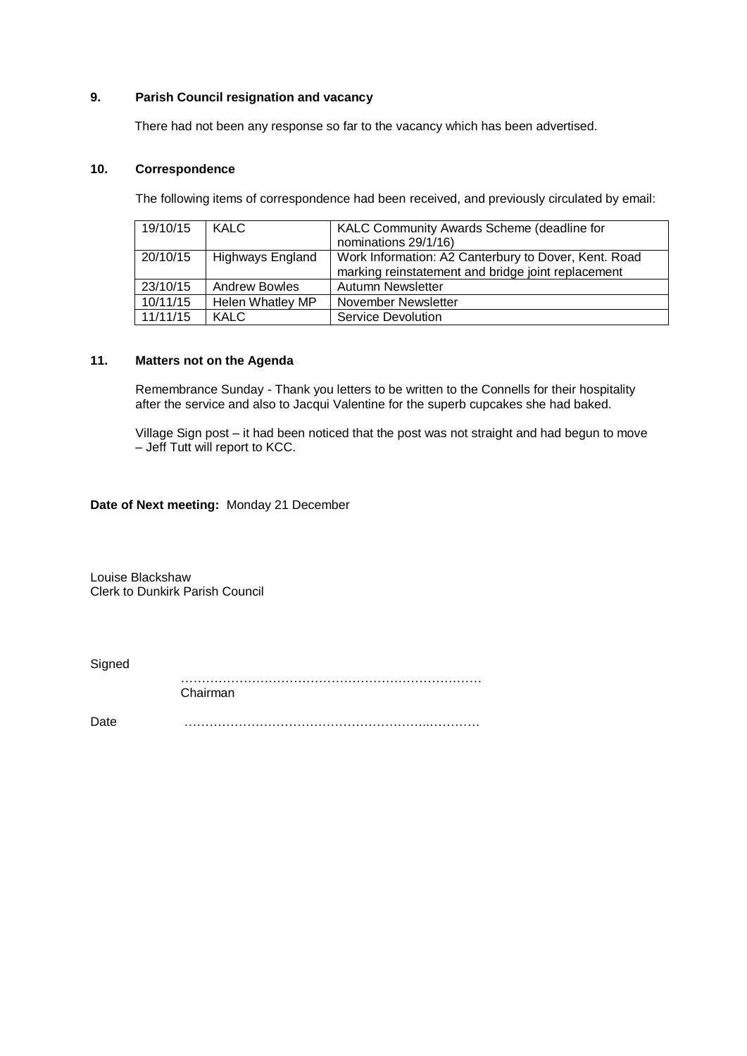## 9. Parish Council resignation and vacancy

There had not been any response so far to the vacancy which has been advertised.

## 10. Correspondence

The following items of correspondence had been received, and previously circulated by email:

| | | |
|---|---|---|
| 19/10/15 | KALC | KALC Community Awards Scheme (deadline for nominations 29/1/16) |
| 20/10/15 | Highways England | Work Information: A2 Canterbury to Dover, Kent. Road marking reinstatement and bridge joint replacement |
| 23/10/15 | Andrew Bowles | Autumn Newsletter |
| 10/11/15 | Helen Whatley MP | November Newsletter |
| 11/11/15 | KALC | Service Devolution |

## 11. Matters not on the Agenda

Remembrance Sunday - Thank you letters to be written to the Connells for their hospitality after the service and also to Jacqui Valentine for the superb cupcakes she had baked.

Village Sign post – it had been noticed that the post was not straight and had begun to move – Jeff Tutt will report to KCC.

**Date of Next meeting:** Monday 21 December

Louise Blackshaw
Clerk to Dunkirk Parish Council

Signed

……………………………………………………………
Chairman

Date ……………………………………………………..…………